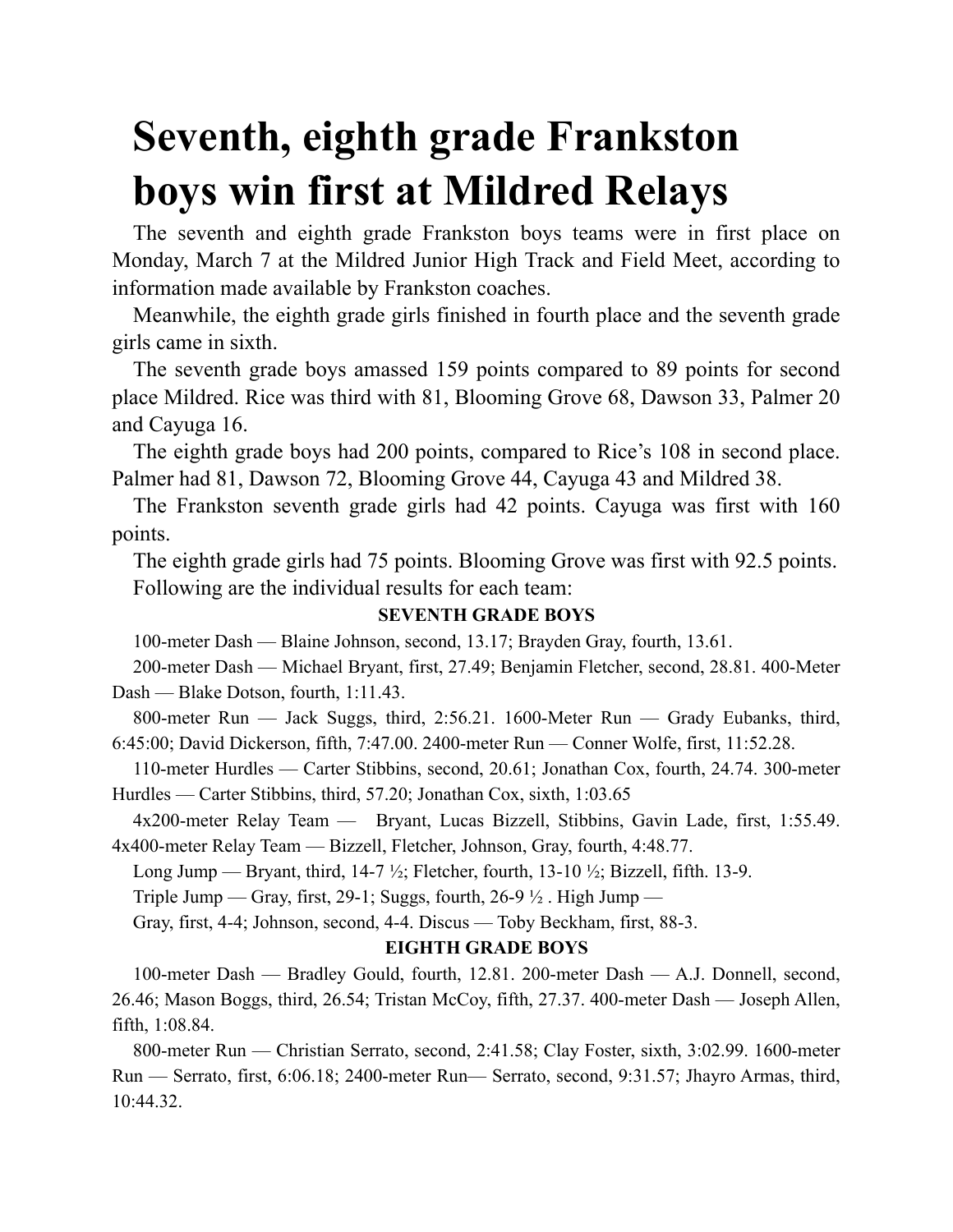# Seventh, eighth grade Frankston boys win first at Mildred Relays

The seventh and eighth grade Frankston boys teams were in first place on Monday, March 7 at the Mildred Junior High Track and Field Meet, according to information made available by Frankston coaches.

Meanwhile, the eighth grade girls finished in fourth place and the seventh grade girls came in sixth.

The seventh grade boys amassed 159 points compared to 89 points for second place Mildred. Rice was third with 81, Blooming Grove 68, Dawson 33, Palmer 20 and Cayuga 16.

The eighth grade boys had 200 points, compared to Rice's 108 in second place. Palmer had 81, Dawson 72, Blooming Grove 44, Cayuga 43 and Mildred 38.

The Frankston seventh grade girls had 42 points. Cayuga was first with 160 points.

The eighth grade girls had 75 points. Blooming Grove was first with 92.5 points.

Following are the individual results for each team:

**SEVENTH GRADE BOYS**

100-meter Dash — Blaine Johnson, second, 13.17; Brayden Gray, fourth, 13.61.

200-meter Dash — Michael Bryant, first, 27.49; Benjamin Fletcher, second, 28.81. 400-Meter Dash — Blake Dotson, fourth, 1:11.43.

800-meter Run — Jack Suggs, third, 2:56.21. 1600-Meter Run — Grady Eubanks, third, 6:45:00; David Dickerson, fifth, 7:47.00. 2400-meter Run — Conner Wolfe, first, 11:52.28.

110-meter Hurdles — Carter Stibbins, second, 20.61; Jonathan Cox, fourth, 24.74. 300-meter Hurdles — Carter Stibbins, third, 57.20; Jonathan Cox, sixth, 1:03.65

4x200-meter Relay Team — Bryant, Lucas Bizzell, Stibbins, Gavin Lade, first, 1:55.49. 4x400-meter Relay Team — Bizzell, Fletcher, Johnson, Gray, fourth, 4:48.77.

Long Jump — Bryant, third, 14-7 ½; Fletcher, fourth, 13-10 ½; Bizzell, fifth. 13-9.

Triple Jump — Gray, first, 29-1; Suggs, fourth, 26-9 ½ . High Jump —

Gray, first, 4-4; Johnson, second, 4-4. Discus — Toby Beckham, first, 88-3.

**EIGHTH GRADE BOYS**

100-meter Dash — Bradley Gould, fourth, 12.81. 200-meter Dash — A.J. Donnell, second, 26.46; Mason Boggs, third, 26.54; Tristan McCoy, fifth, 27.37. 400-meter Dash — Joseph Allen, fifth, 1:08.84.

800-meter Run — Christian Serrato, second, 2:41.58; Clay Foster, sixth, 3:02.99. 1600-meter Run — Serrato, first, 6:06.18; 2400-meter Run— Serrato, second, 9:31.57; Jhayro Armas, third, 10:44.32.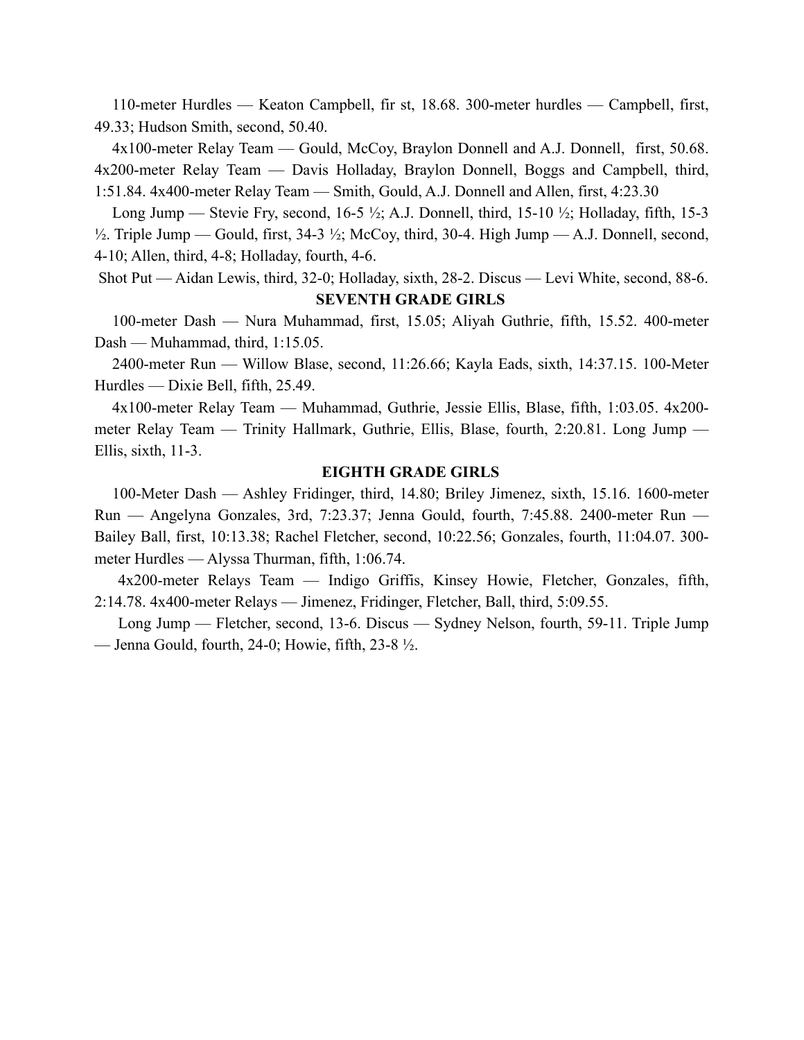110-meter Hurdles — Keaton Campbell, fir st, 18.68. 300-meter hurdles — Campbell, first, 49.33; Hudson Smith, second, 50.40.

4x100-meter Relay Team — Gould, McCoy, Braylon Donnell and A.J. Donnell, first, 50.68. 4x200-meter Relay Team — Davis Holladay, Braylon Donnell, Boggs and Campbell, third, 1:51.84. 4x400-meter Relay Team — Smith, Gould, A.J. Donnell and Allen, first, 4:23.30

Long Jump — Stevie Fry, second, 16-5 ½; A.J. Donnell, third, 15-10 ½; Holladay, fifth, 15-3 ½. Triple Jump — Gould, first, 34-3 ½; McCoy, third, 30-4. High Jump — A.J. Donnell, second, 4-10; Allen, third, 4-8; Holladay, fourth, 4-6.

Shot Put — Aidan Lewis, third, 32-0; Holladay, sixth, 28-2. Discus — Levi White, second, 88-6.

**SEVENTH GRADE GIRLS**

100-meter Dash — Nura Muhammad, first, 15.05; Aliyah Guthrie, fifth, 15.52. 400-meter Dash — Muhammad, third, 1:15.05.

2400-meter Run — Willow Blase, second, 11:26.66; Kayla Eads, sixth, 14:37.15. 100-Meter Hurdles — Dixie Bell, fifth, 25.49.

4x100-meter Relay Team — Muhammad, Guthrie, Jessie Ellis, Blase, fifth, 1:03.05. 4x200-meter Relay Team — Trinity Hallmark, Guthrie, Ellis, Blase, fourth, 2:20.81. Long Jump — Ellis, sixth, 11-3.

**EIGHTH GRADE GIRLS**

100-Meter Dash — Ashley Fridinger, third, 14.80; Briley Jimenez, sixth, 15.16. 1600-meter Run — Angelyna Gonzales, 3rd, 7:23.37; Jenna Gould, fourth, 7:45.88. 2400-meter Run — Bailey Ball, first, 10:13.38; Rachel Fletcher, second, 10:22.56; Gonzales, fourth, 11:04.07. 300-meter Hurdles — Alyssa Thurman, fifth, 1:06.74.

4x200-meter Relays Team — Indigo Griffis, Kinsey Howie, Fletcher, Gonzales, fifth, 2:14.78. 4x400-meter Relays — Jimenez, Fridinger, Fletcher, Ball, third, 5:09.55.

Long Jump — Fletcher, second, 13-6. Discus — Sydney Nelson, fourth, 59-11. Triple Jump — Jenna Gould, fourth, 24-0; Howie, fifth, 23-8 ½.